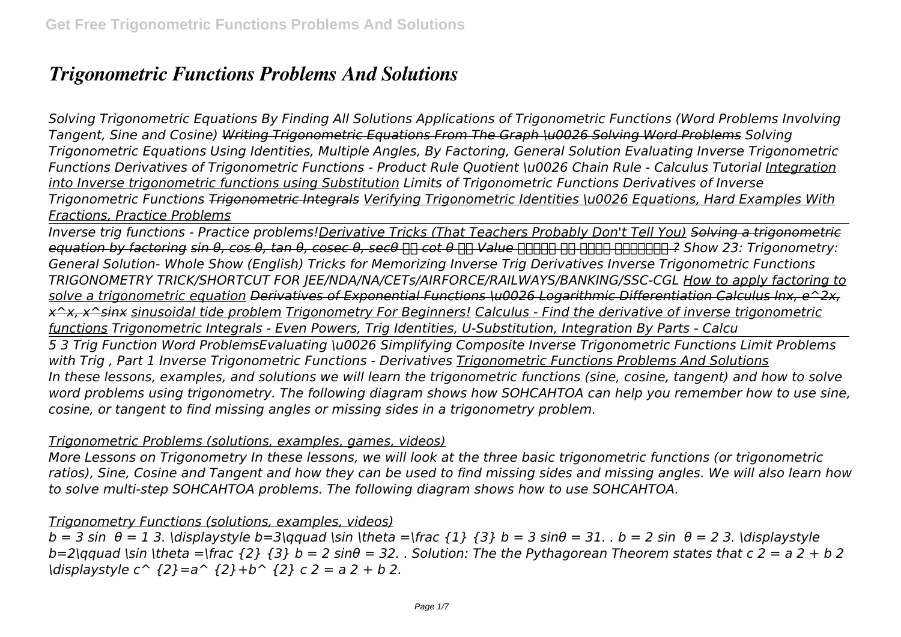# *Trigonometric Functions Problems And Solutions*

*Solving Trigonometric Equations By Finding All Solutions Applications of Trigonometric Functions (Word Problems Involving Tangent, Sine and Cosine) ~~Writing Trigonometric Equations From The Graph \u0026 Solving Word Problems~~ Solving Trigonometric Equations Using Identities, Multiple Angles, By Factoring, General Solution Evaluating Inverse Trigonometric Functions Derivatives of Trigonometric Functions - Product Rule Quotient \u0026 Chain Rule - Calculus Tutorial Integration into Inverse trigonometric functions using Substitution Limits of Trigonometric Functions Derivatives of Inverse Trigonometric Functions ~~Trigonometric Integrals~~ Verifying Trigonometric Identities \u0026 Equations, Hard Examples With Fractions, Practice Problems*

*Inverse trig functions - Practice problems!Derivative Tricks (That Teachers Probably Don't Tell You) ~~Solving a trigonometric equation by factoring~~ ~~sin θ, cos θ, tan θ, cosec θ, secθ और cot θ की Value निकाले का आसान तरीक़ा ?~~ Show 23: Trigonometry: General Solution- Whole Show (English) Tricks for Memorizing Inverse Trig Derivatives Inverse Trigonometric Functions TRIGONOMETRY TRICK/SHORTCUT FOR JEE/NDA/NA/CETs/AIRFORCE/RAILWAYS/BANKING/SSC-CGL How to apply factoring to solve a trigonometric equation ~~Derivatives of Exponential Functions \u0026 Logarithmic Differentiation Calculus lnx, e^2x, x^x, x^sinx~~ sinusoidal tide problem Trigonometry For Beginners! Calculus - Find the derivative of inverse trigonometric functions Trigonometric Integrals - Even Powers, Trig Identities, U-Substitution, Integration By Parts - Calcu*

*5 3 Trig Function Word ProblemsEvaluating \u0026 Simplifying Composite Inverse Trigonometric Functions Limit Problems with Trig , Part 1 Inverse Trigonometric Functions - Derivatives Trigonometric Functions Problems And Solutions*

*In these lessons, examples, and solutions we will learn the trigonometric functions (sine, cosine, tangent) and how to solve word problems using trigonometry. The following diagram shows how SOHCAHTOA can help you remember how to use sine, cosine, or tangent to find missing angles or missing sides in a trigonometry problem.*

*Trigonometric Problems (solutions, examples, games, videos)*

*More Lessons on Trigonometry In these lessons, we will look at the three basic trigonometric functions (or trigonometric ratios), Sine, Cosine and Tangent and how they can be used to find missing sides and missing angles. We will also learn how to solve multi-step SOHCAHTOA problems. The following diagram shows how to use SOHCAHTOA.*

*Trigonometry Functions (solutions, examples, videos)*

*b = 3 sin θ = 1 3. \displaystyle b=3\qquad \sin \theta =\frac {1} {3} b = 3 sinθ = 31. . b = 2 sin θ = 2 3. \displaystyle b=2\qquad \sin \theta =\frac {2} {3} b = 2 sinθ = 32. . Solution: The the Pythagorean Theorem states that c 2 = a 2 + b 2 \displaystyle c^ {2}=a^ {2}+b^ {2} c 2 = a 2 + b 2.*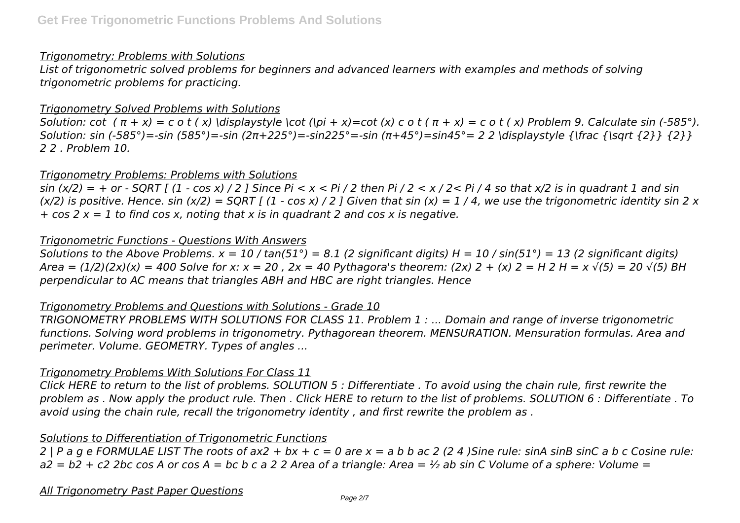## Trigonometry: Problems with Solutions

*List of trigonometric solved problems for beginners and advanced learners with examples and methods of solving trigonometric problems for practicing.*

## Trigonometry Solved Problems with Solutions

*Solution: cot ( π + x) = c o t ( x) \displaystyle \cot (\pi + x)=cot (x) c o t ( π + x) = c o t ( x) Problem 9. Calculate sin (-585°). Solution: sin (-585°)=-sin (585°)=-sin (2π+225°)=-sin225°=-sin (π+45°)=sin45°= 2 2 \displaystyle {\frac {\sqrt {2}} {2}} 2 2 . Problem 10.*

## Trigonometry Problems: Problems with Solutions

*sin (x/2) = + or - SQRT [ (1 - cos x) / 2 ] Since Pi < x < Pi / 2 then Pi / 2 < x / 2< Pi / 4 so that x/2 is in quadrant 1 and sin (x/2) is positive. Hence. sin (x/2) = SQRT [ (1 - cos x) / 2 ] Given that sin (x) = 1 / 4, we use the trigonometric identity sin 2 x + cos 2 x = 1 to find cos x, noting that x is in quadrant 2 and cos x is negative.*

## Trigonometric Functions - Questions With Answers

*Solutions to the Above Problems. x = 10 / tan(51°) = 8.1 (2 significant digits) H = 10 / sin(51°) = 13 (2 significant digits) Area = (1/2)(2x)(x) = 400 Solve for x: x = 20 , 2x = 40 Pythagora's theorem: (2x) 2 + (x) 2 = H 2 H = x √(5) = 20 √(5) BH perpendicular to AC means that triangles ABH and HBC are right triangles. Hence*

## Trigonometry Problems and Questions with Solutions - Grade 10

*TRIGONOMETRY PROBLEMS WITH SOLUTIONS FOR CLASS 11. Problem 1 : ... Domain and range of inverse trigonometric functions. Solving word problems in trigonometry. Pythagorean theorem. MENSURATION. Mensuration formulas. Area and perimeter. Volume. GEOMETRY. Types of angles ...*

## Trigonometry Problems With Solutions For Class 11

*Click HERE to return to the list of problems. SOLUTION 5 : Differentiate . To avoid using the chain rule, first rewrite the problem as . Now apply the product rule. Then . Click HERE to return to the list of problems. SOLUTION 6 : Differentiate . To avoid using the chain rule, recall the trigonometry identity , and first rewrite the problem as .*

## Solutions to Differentiation of Trigonometric Functions

*2 | P a g e FORMULAE LIST The roots of ax2 + bx + c = 0 are x = a b b ac 2 (2 4 )Sine rule: sinA sinB sinC a b c Cosine rule: a2 = b2 + c2 2bc cos A or cos A = bc b c a 2 2 Area of a triangle: Area = ½ ab sin C Volume of a sphere: Volume =*

## All Trigonometry Past Paper Questions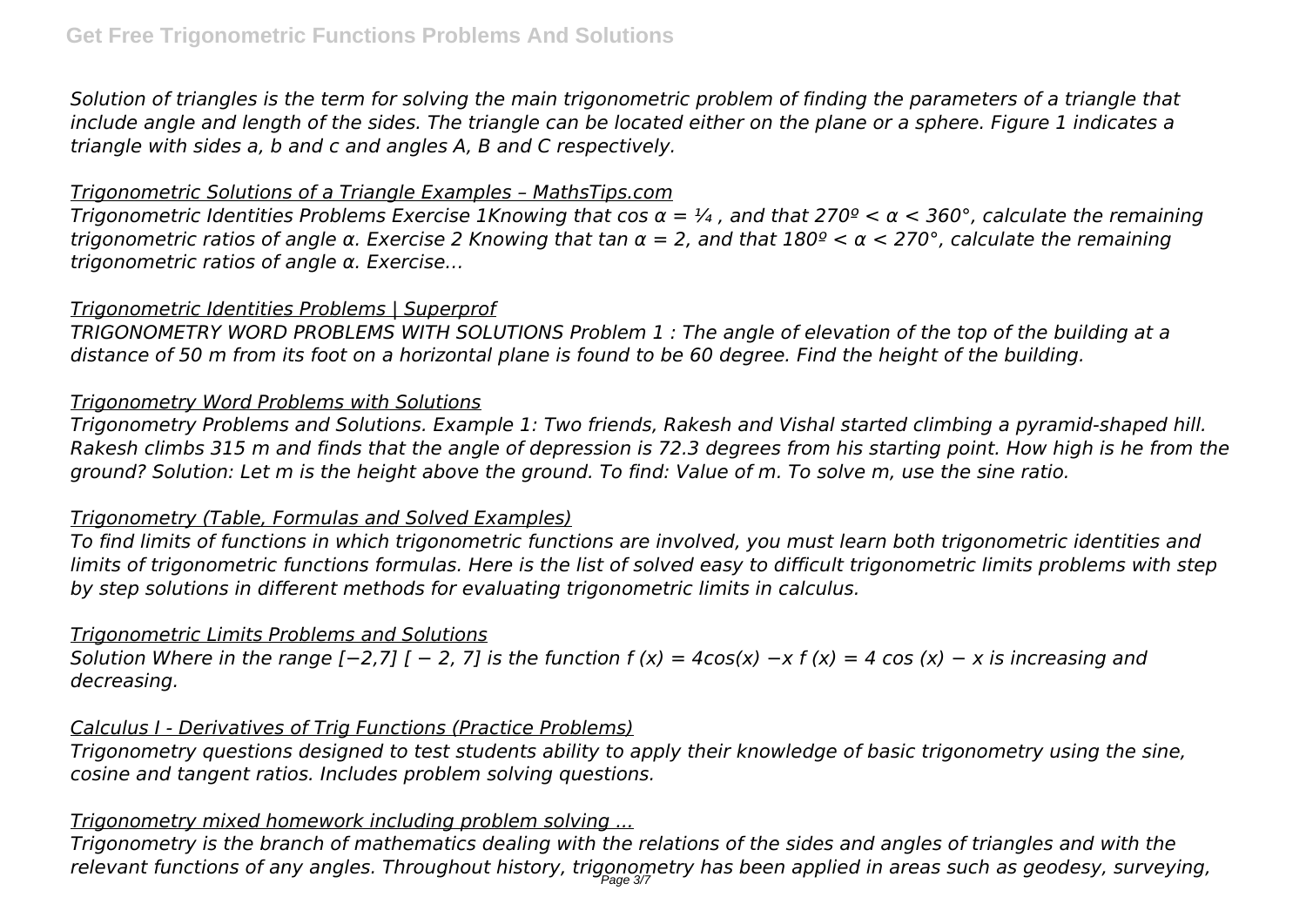*Solution of triangles is the term for solving the main trigonometric problem of finding the parameters of a triangle that include angle and length of the sides. The triangle can be located either on the plane or a sphere. Figure 1 indicates a triangle with sides a, b and c and angles A, B and C respectively.*

*Trigonometric Solutions of a Triangle Examples – MathsTips.com*

*Trigonometric Identities Problems Exercise 1Knowing that cos $\alpha = 1/4$ , and that $270º < \alpha < 360°$, calculate the remaining trigonometric ratios of angle α. Exercise 2 Knowing that tan $\alpha = 2$, and that $180º < \alpha < 270°$, calculate the remaining trigonometric ratios of angle α. Exercise...*

*Trigonometric Identities Problems | Superprof*

*TRIGONOMETRY WORD PROBLEMS WITH SOLUTIONS Problem 1 : The angle of elevation of the top of the building at a distance of 50 m from its foot on a horizontal plane is found to be 60 degree. Find the height of the building.*

*Trigonometry Word Problems with Solutions*

*Trigonometry Problems and Solutions. Example 1: Two friends, Rakesh and Vishal started climbing a pyramid-shaped hill. Rakesh climbs 315 m and finds that the angle of depression is 72.3 degrees from his starting point. How high is he from the ground? Solution: Let m is the height above the ground. To find: Value of m. To solve m, use the sine ratio.*

*Trigonometry (Table, Formulas and Solved Examples)*

*To find limits of functions in which trigonometric functions are involved, you must learn both trigonometric identities and limits of trigonometric functions formulas. Here is the list of solved easy to difficult trigonometric limits problems with step by step solutions in different methods for evaluating trigonometric limits in calculus.*

*Trigonometric Limits Problems and Solutions*

*Solution Where in the range [−2,7] $[-2, 7]$ is the function f (x) = 4cos(x) −x $f(x) = 4\cos(x) - x$ is increasing and decreasing.*

*Calculus I - Derivatives of Trig Functions (Practice Problems)*

*Trigonometry questions designed to test students ability to apply their knowledge of basic trigonometry using the sine, cosine and tangent ratios. Includes problem solving questions.*

*Trigonometry mixed homework including problem solving ...*

*Trigonometry is the branch of mathematics dealing with the relations of the sides and angles of triangles and with the relevant functions of any angles. Throughout history, trigonometry has been applied in areas such as geodesy, surveying,*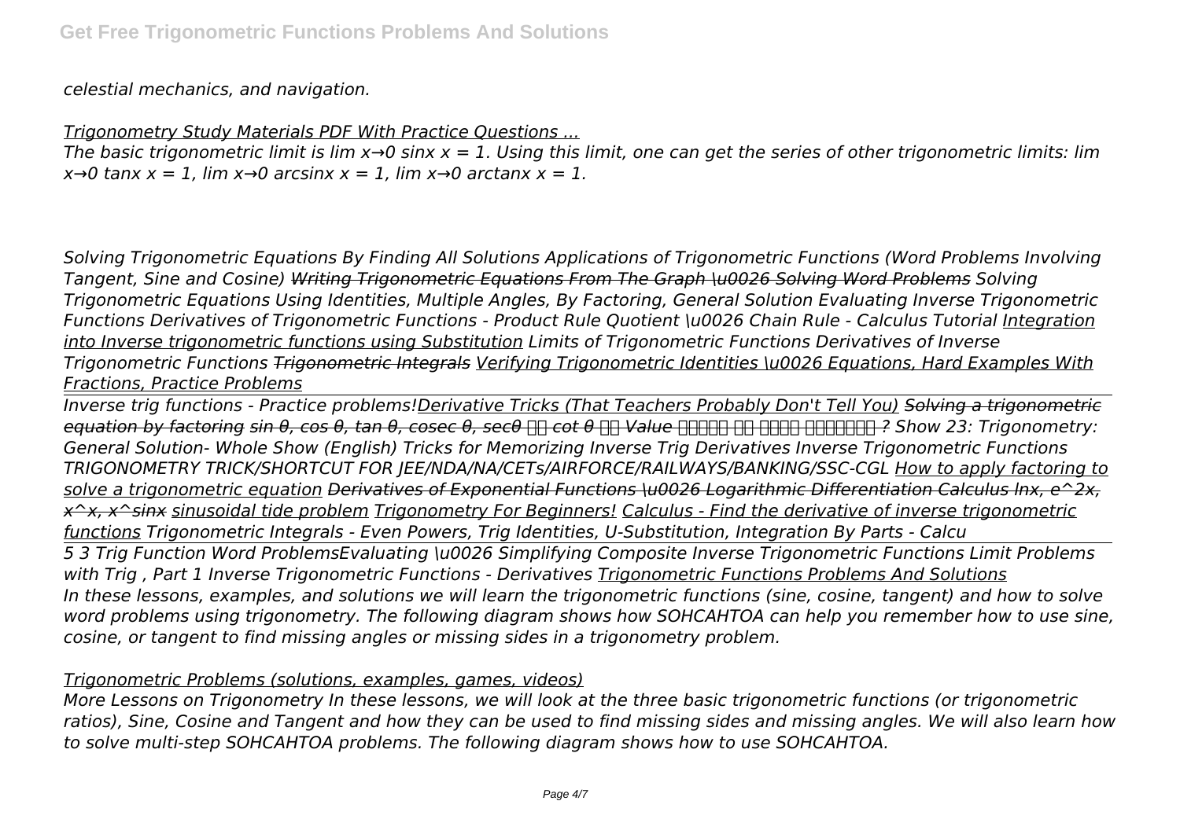*celestial mechanics, and navigation.*

*Trigonometry Study Materials PDF With Practice Questions ...*

*The basic trigonometric limit is lim $x \to 0$ sinx x = 1. Using this limit, one can get the series of other trigonometric limits: lim $x \to 0$ tanx x = 1, lim $x \to 0$ arcsinx x = 1, lim $x \to 0$ arctanx x = 1.*

*Solving Trigonometric Equations By Finding All Solutions Applications of Trigonometric Functions (Word Problems Involving Tangent, Sine and Cosine) ~~Writing Trigonometric Equations From The Graph \u0026 Solving Word Problems~~ Solving Trigonometric Equations Using Identities, Multiple Angles, By Factoring, General Solution Evaluating Inverse Trigonometric Functions Derivatives of Trigonometric Functions - Product Rule Quotient \u0026 Chain Rule - Calculus Tutorial Integration into Inverse trigonometric functions using Substitution Limits of Trigonometric Functions Derivatives of Inverse Trigonometric Functions ~~Trigonometric Integrals~~ Verifying Trigonometric Identities \u0026 Equations, Hard Examples With Fractions, Practice Problems*

*Inverse trig functions - Practice problems! Derivative Tricks (That Teachers Probably Don't Tell You) ~~Solving a trigonometric equation by factoring~~ sin θ, cos θ, tan θ, cosec θ, secθ और cot θ की Value निकाले का आसान तरीका ? Show 23: Trigonometry: General Solution- Whole Show (English) Tricks for Memorizing Inverse Trig Derivatives Inverse Trigonometric Functions TRIGONOMETRY TRICK/SHORTCUT FOR JEE/NDA/NA/CETs/AIRFORCE/RAILWAYS/BANKING/SSC-CGL How to apply factoring to solve a trigonometric equation ~~Derivatives of Exponential Functions \u0026 Logarithmic Differentiation Calculus lnx, e^2x, x^x, x^sinx~~ sinusoidal tide problem Trigonometry For Beginners! Calculus - Find the derivative of inverse trigonometric functions Trigonometric Integrals - Even Powers, Trig Identities, U-Substitution, Integration By Parts - Calcu*

*5 3 Trig Function Word Problems Evaluating \u0026 Simplifying Composite Inverse Trigonometric Functions Limit Problems with Trig , Part 1 Inverse Trigonometric Functions - Derivatives Trigonometric Functions Problems And Solutions*

*In these lessons, examples, and solutions we will learn the trigonometric functions (sine, cosine, tangent) and how to solve word problems using trigonometry. The following diagram shows how SOHCAHTOA can help you remember how to use sine, cosine, or tangent to find missing angles or missing sides in a trigonometry problem.*

*Trigonometric Problems (solutions, examples, games, videos)*

*More Lessons on Trigonometry In these lessons, we will look at the three basic trigonometric functions (or trigonometric ratios), Sine, Cosine and Tangent and how they can be used to find missing sides and missing angles. We will also learn how to solve multi-step SOHCAHTOA problems. The following diagram shows how to use SOHCAHTOA.*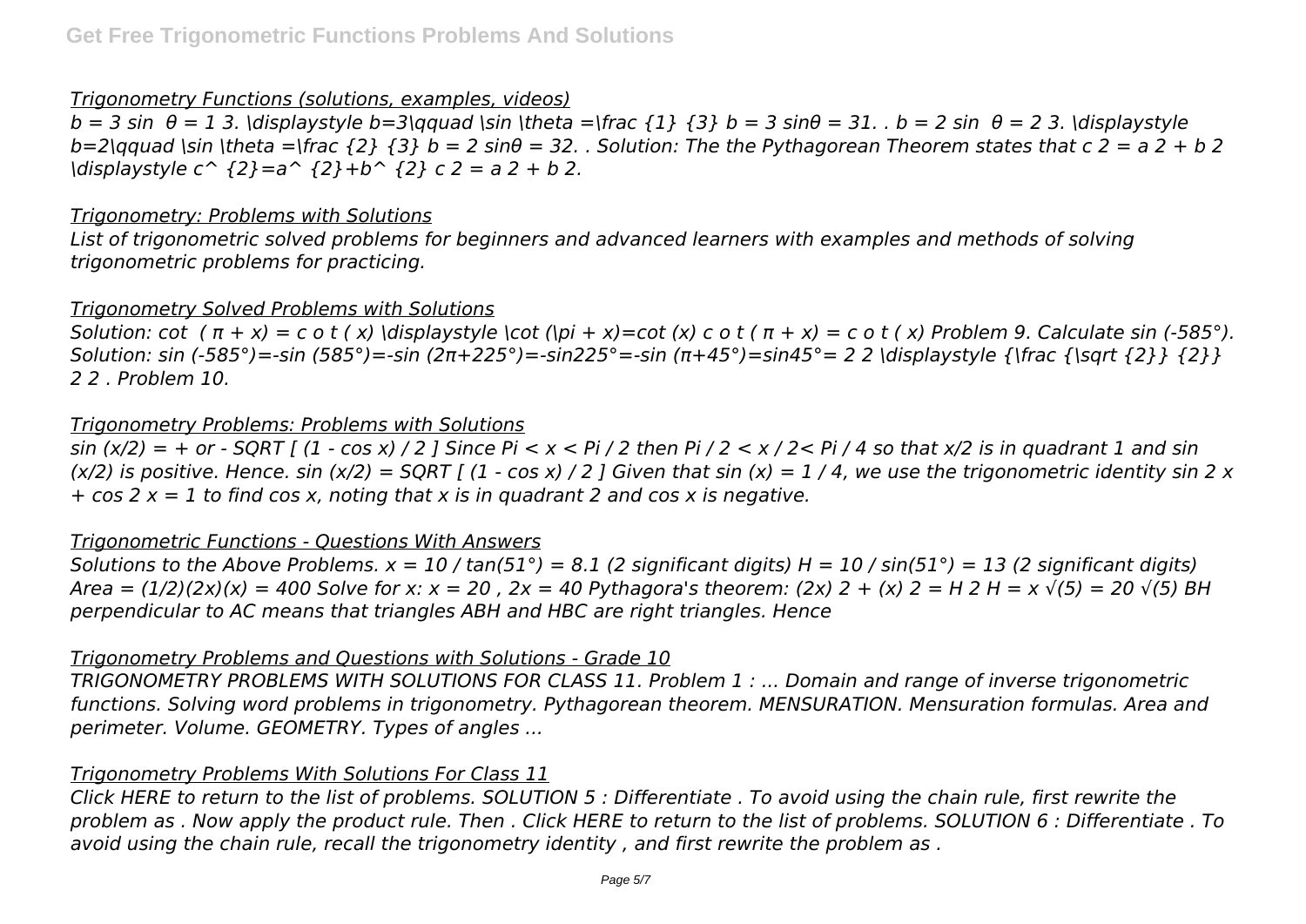### Trigonometry Functions (solutions, examples, videos)

*$b = 3$ sin $\theta = 1$ 3. \displaystyle b=3\qquad \sin \theta =\frac {1} {3} $b = 3$ sin$\theta$ = 31. . $b = 2$ sin $\theta = 2$ 3. \displaystyle b=2\qquad \sin \theta =\frac {2} {3} $b = 2$ sin$\theta$ = 32. . Solution: The the Pythagorean Theorem states that $c\ 2 = a\ 2 + b\ 2$ \displaystyle c^ {2}=a^ {2}+b^ {2} $c\ 2 = a\ 2 + b\ 2$.*

### Trigonometry: Problems with Solutions

*List of trigonometric solved problems for beginners and advanced learners with examples and methods of solving trigonometric problems for practicing.*

### Trigonometry Solved Problems with Solutions

*Solution: cot ( $\pi$ + x) = c o t ( x) \displaystyle \cot (\pi + x)=cot (x) c o t ( $\pi$ + x) = c o t ( x) Problem 9. Calculate sin (-585°). Solution: sin (-585°)=-sin (585°)=-sin (2$\pi$+225°)=-sin225°=-sin ($\pi$+45°)=sin45°= 2 2 \displaystyle {\frac {\sqrt {2}} {2}} 2 2 . Problem 10.*

### Trigonometry Problems: Problems with Solutions

*sin (x/2) = + or - SQRT [ (1 - cos x) / 2 ] Since Pi < x < Pi / 2 then Pi / 2 < x / 2< Pi / 4 so that x/2 is in quadrant 1 and sin (x/2) is positive. Hence. sin (x/2) = SQRT [ (1 - cos x) / 2 ] Given that sin (x) = 1 / 4, we use the trigonometric identity sin 2 x + cos 2 x = 1 to find cos x, noting that x is in quadrant 2 and cos x is negative.*

### Trigonometric Functions - Questions With Answers

*Solutions to the Above Problems. x = 10 / tan(51°) = 8.1 (2 significant digits) H = 10 / sin(51°) = 13 (2 significant digits) Area = (1/2)(2x)(x) = 400 Solve for x: x = 20 , 2x = 40 Pythagora's theorem: (2x) 2 + (x) 2 = H 2 H = x √(5) = 20 √(5) BH perpendicular to AC means that triangles ABH and HBC are right triangles. Hence*

### Trigonometry Problems and Questions with Solutions - Grade 10

*TRIGONOMETRY PROBLEMS WITH SOLUTIONS FOR CLASS 11. Problem 1 : ... Domain and range of inverse trigonometric functions. Solving word problems in trigonometry. Pythagorean theorem. MENSURATION. Mensuration formulas. Area and perimeter. Volume. GEOMETRY. Types of angles ...*

### Trigonometry Problems With Solutions For Class 11

*Click HERE to return to the list of problems. SOLUTION 5 : Differentiate . To avoid using the chain rule, first rewrite the problem as . Now apply the product rule. Then . Click HERE to return to the list of problems. SOLUTION 6 : Differentiate . To avoid using the chain rule, recall the trigonometry identity , and first rewrite the problem as .*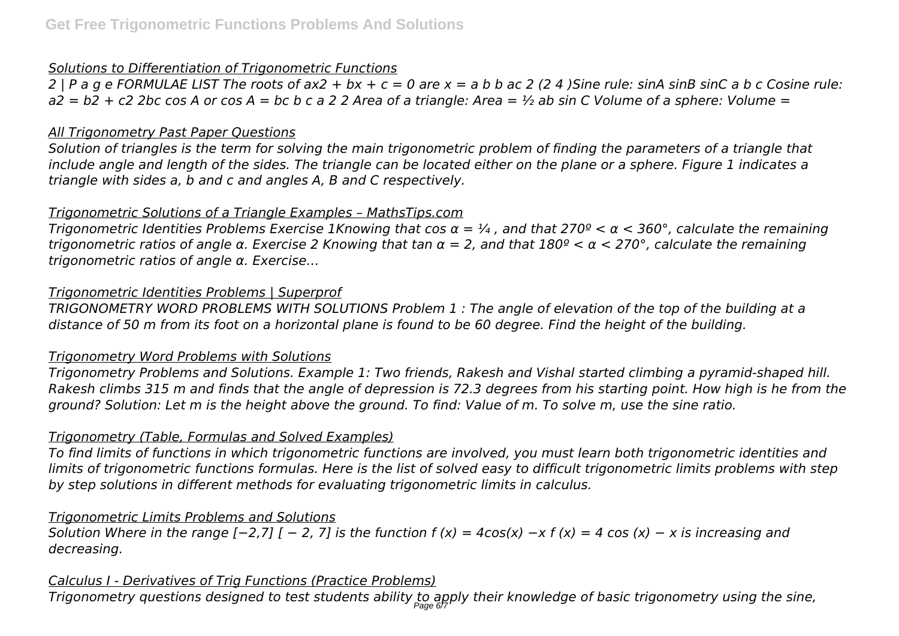[Solutions to Differentiation of Trigonometric Functions](#)

*2 | P a g e FORMULAE LIST The roots of ax2 + bx + c = 0 are x = a b b ac 2 (2 4 )Sine rule: sinA sinB sinC a b c Cosine rule: a2 = b2 + c2 2bc cos A or cos A = bc b c a 2 2 Area of a triangle: Area = ½ ab sin C Volume of a sphere: Volume =*

[All Trigonometry Past Paper Questions](#)

*Solution of triangles is the term for solving the main trigonometric problem of finding the parameters of a triangle that include angle and length of the sides. The triangle can be located either on the plane or a sphere. Figure 1 indicates a triangle with sides a, b and c and angles A, B and C respectively.*

[Trigonometric Solutions of a Triangle Examples – MathsTips.com](#)

*Trigonometric Identities Problems Exercise 1Knowing that cos α = ¼ , and that 270º < α < 360°, calculate the remaining trigonometric ratios of angle α. Exercise 2 Knowing that tan α = 2, and that 180º < α < 270°, calculate the remaining trigonometric ratios of angle α. Exercise…*

[Trigonometric Identities Problems | Superprof](#)

*TRIGONOMETRY WORD PROBLEMS WITH SOLUTIONS Problem 1 : The angle of elevation of the top of the building at a distance of 50 m from its foot on a horizontal plane is found to be 60 degree. Find the height of the building.*

[Trigonometry Word Problems with Solutions](#)

*Trigonometry Problems and Solutions. Example 1: Two friends, Rakesh and Vishal started climbing a pyramid-shaped hill. Rakesh climbs 315 m and finds that the angle of depression is 72.3 degrees from his starting point. How high is he from the ground? Solution: Let m is the height above the ground. To find: Value of m. To solve m, use the sine ratio.*

[Trigonometry (Table, Formulas and Solved Examples)](#)

*To find limits of functions in which trigonometric functions are involved, you must learn both trigonometric identities and limits of trigonometric functions formulas. Here is the list of solved easy to difficult trigonometric limits problems with step by step solutions in different methods for evaluating trigonometric limits in calculus.*

[Trigonometric Limits Problems and Solutions](#)

*Solution Where in the range [−2,7] [ − 2, 7] is the function f (x) = 4cos(x) −x f (x) = 4 cos (x) − x is increasing and decreasing.*

[Calculus I - Derivatives of Trig Functions (Practice Problems)](#)

*Trigonometry questions designed to test students ability to apply their knowledge of basic trigonometry using the sine,*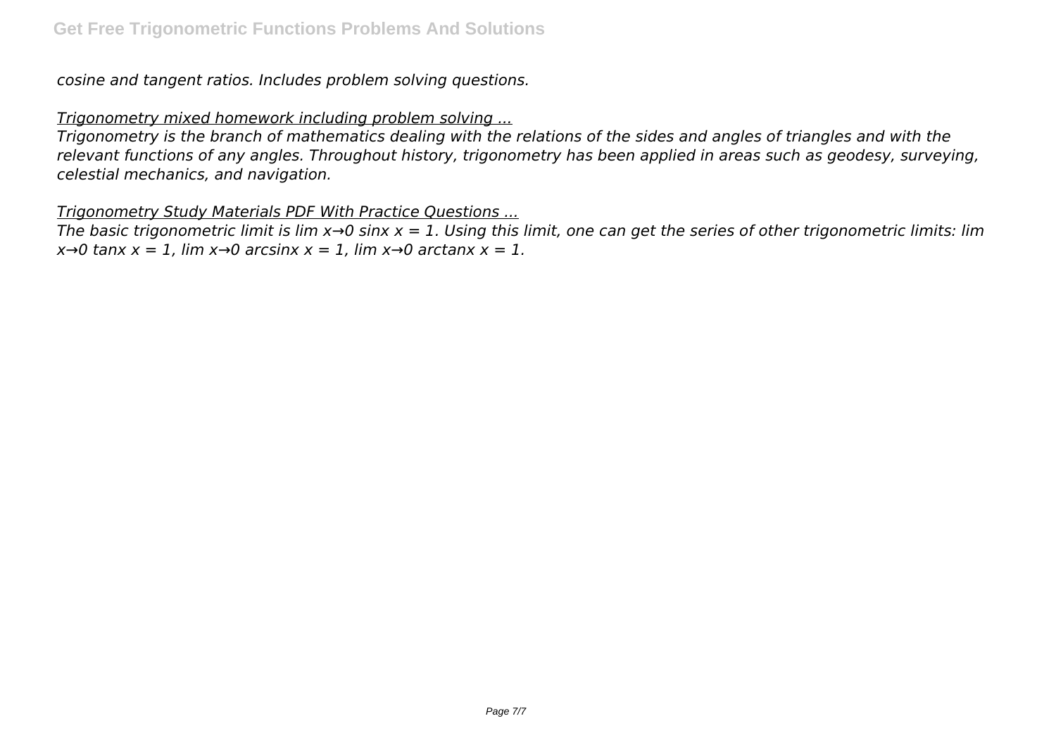*cosine and tangent ratios. Includes problem solving questions.*

*Trigonometry mixed homework including problem solving ...*

*Trigonometry is the branch of mathematics dealing with the relations of the sides and angles of triangles and with the relevant functions of any angles. Throughout history, trigonometry has been applied in areas such as geodesy, surveying, celestial mechanics, and navigation.*

*Trigonometry Study Materials PDF With Practice Questions ...*

*The basic trigonometric limit is $\lim_{x\to 0} \frac{\sin x}{x} = 1$. Using this limit, one can get the series of other trigonometric limits: $\lim_{x\to 0} \frac{\tan x}{x} = 1$, $\lim_{x\to 0} \frac{\arcsin x}{x} = 1$, $\lim_{x\to 0} \frac{\arctan x}{x} = 1$.*